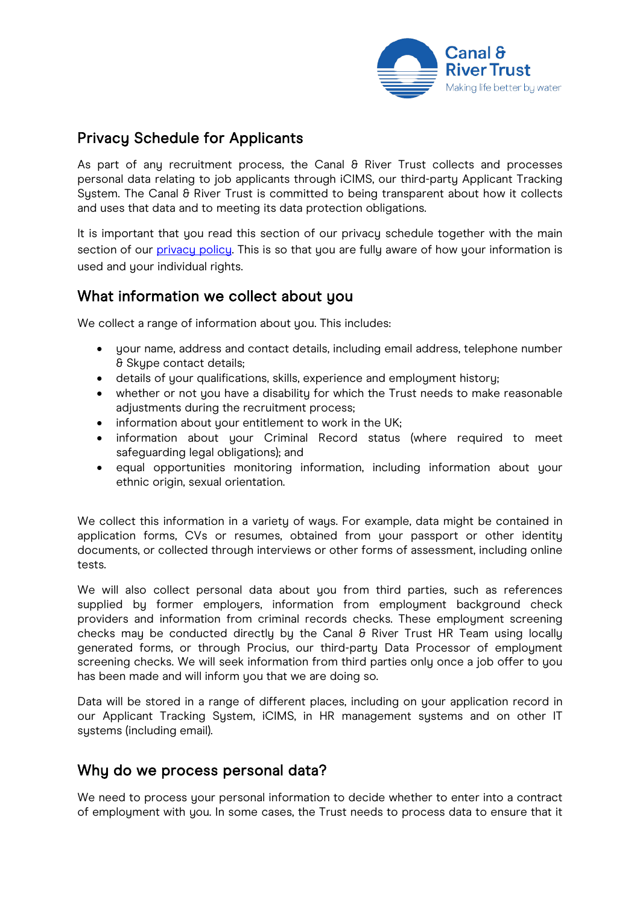# Privacy Schedule for Applicants

As part of any recruitment process, the Canal & River Trust collects and processes personal data relating to job applicants through iCIMS, our third-party Applicant Tracking System. The Canal & River Trust is committed to being transparent about how it collects and uses that data and to meeting its data protection obligations.

It is important that you read this section of our privacy schedule together with the main section of our [privacy policy](). This is so that you are fully aware of how your information is used and your individual rights.

## What information we collect about you

We collect a range of information about you. This includes:

- your name, address and contact details, including email address, telephone number & Skype contact details;
- details of your qualifications, skills, experience and employment history;
- whether or not you have a disability for which the Trust needs to make reasonable adjustments during the recruitment process;
- information about your entitlement to work in the UK;
- information about your Criminal Record status (where required to meet safeguarding legal obligations); and
- equal opportunities monitoring information, including information about your ethnic origin, sexual orientation.

We collect this information in a variety of ways. For example, data might be contained in application forms, CVs or resumes, obtained from your passport or other identity documents, or collected through interviews or other forms of assessment, including online tests.

We will also collect personal data about you from third parties, such as references supplied by former employers, information from employment background check providers and information from criminal records checks. These employment screening checks may be conducted directly by the Canal & River Trust HR Team using locally generated forms, or through Procius, our third-party Data Processor of employment screening checks. We will seek information from third parties only once a job offer to you has been made and will inform you that we are doing so.

Data will be stored in a range of different places, including on your application record in our Applicant Tracking System, iCIMS, in HR management systems and on other IT systems (including email).

## Why do we process personal data?

We need to process your personal information to decide whether to enter into a contract of employment with you. In some cases, the Trust needs to process data to ensure that it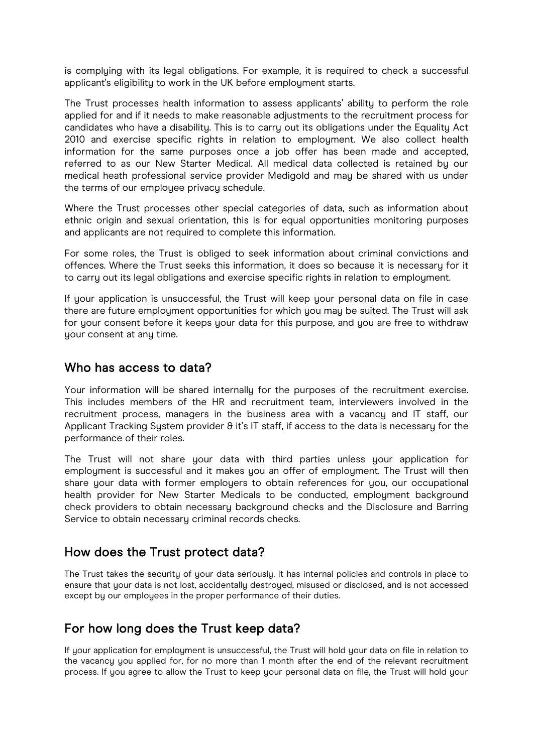is complying with its legal obligations. For example, it is required to check a successful applicant's eligibility to work in the UK before employment starts.

The Trust processes health information to assess applicants' ability to perform the role applied for and if it needs to make reasonable adjustments to the recruitment process for candidates who have a disability. This is to carry out its obligations under the Equality Act 2010 and exercise specific rights in relation to employment. We also collect health information for the same purposes once a job offer has been made and accepted, referred to as our New Starter Medical. All medical data collected is retained by our medical heath professional service provider Medigold and may be shared with us under the terms of our employee privacy schedule.

Where the Trust processes other special categories of data, such as information about ethnic origin and sexual orientation, this is for equal opportunities monitoring purposes and applicants are not required to complete this information.

For some roles, the Trust is obliged to seek information about criminal convictions and offences. Where the Trust seeks this information, it does so because it is necessary for it to carry out its legal obligations and exercise specific rights in relation to employment.

If your application is unsuccessful, the Trust will keep your personal data on file in case there are future employment opportunities for which you may be suited. The Trust will ask for your consent before it keeps your data for this purpose, and you are free to withdraw your consent at any time.

## Who has access to data?

Your information will be shared internally for the purposes of the recruitment exercise. This includes members of the HR and recruitment team, interviewers involved in the recruitment process, managers in the business area with a vacancy and IT staff, our Applicant Tracking System provider & it's IT staff, if access to the data is necessary for the performance of their roles.

The Trust will not share your data with third parties unless your application for employment is successful and it makes you an offer of employment. The Trust will then share your data with former employers to obtain references for you, our occupational health provider for New Starter Medicals to be conducted, employment background check providers to obtain necessary background checks and the Disclosure and Barring Service to obtain necessary criminal records checks.

## How does the Trust protect data?

The Trust takes the security of your data seriously. It has internal policies and controls in place to ensure that your data is not lost, accidentally destroyed, misused or disclosed, and is not accessed except by our employees in the proper performance of their duties.

## For how long does the Trust keep data?

If your application for employment is unsuccessful, the Trust will hold your data on file in relation to the vacancy you applied for, for no more than 1 month after the end of the relevant recruitment process. If you agree to allow the Trust to keep your personal data on file, the Trust will hold your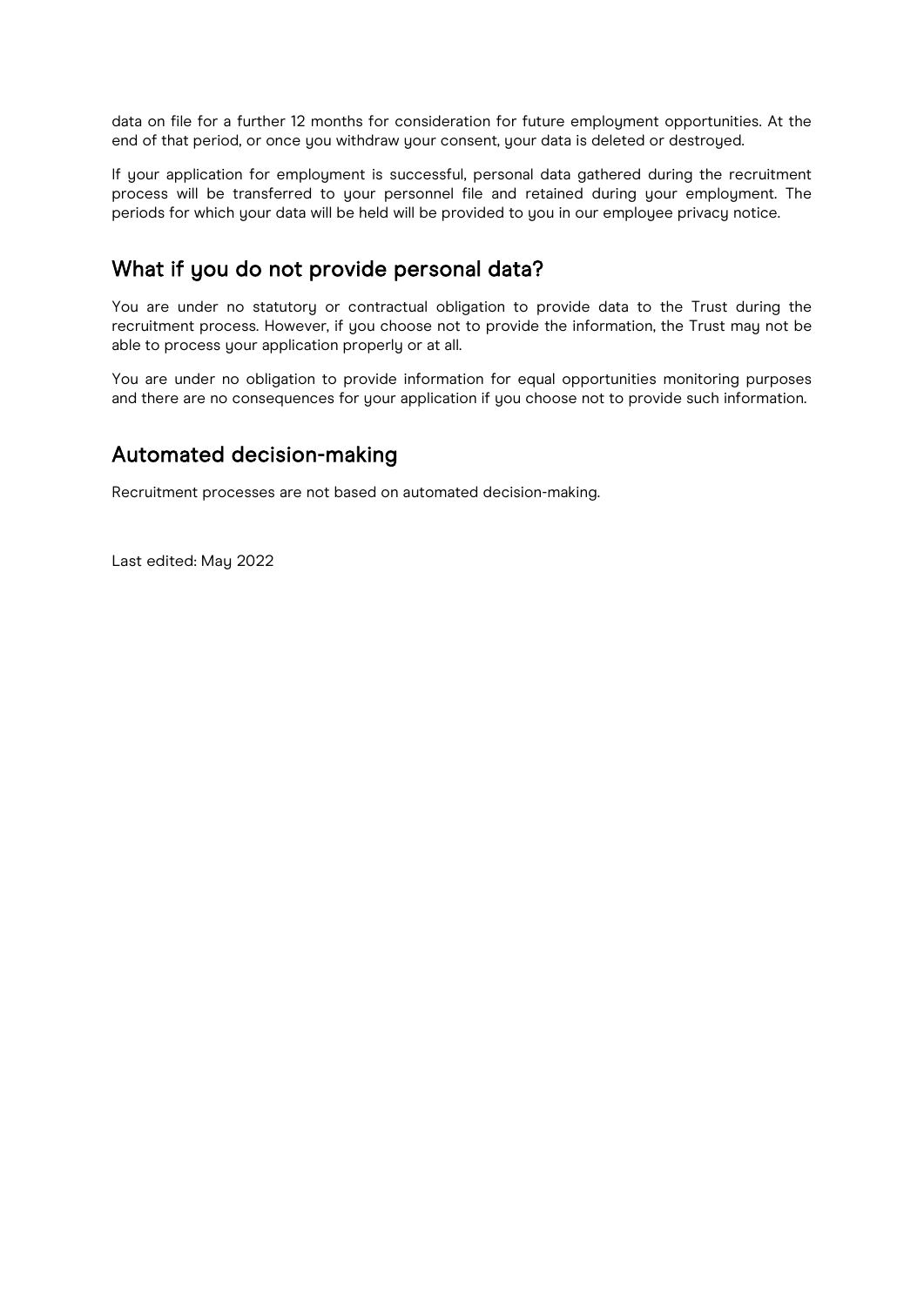data on file for a further 12 months for consideration for future employment opportunities. At the end of that period, or once you withdraw your consent, your data is deleted or destroyed.

If your application for employment is successful, personal data gathered during the recruitment process will be transferred to your personnel file and retained during your employment. The periods for which your data will be held will be provided to you in our employee privacy notice.

## What if you do not provide personal data?

You are under no statutory or contractual obligation to provide data to the Trust during the recruitment process. However, if you choose not to provide the information, the Trust may not be able to process your application properly or at all.

You are under no obligation to provide information for equal opportunities monitoring purposes and there are no consequences for your application if you choose not to provide such information.

## Automated decision-making

Recruitment processes are not based on automated decision-making.

Last edited: May 2022